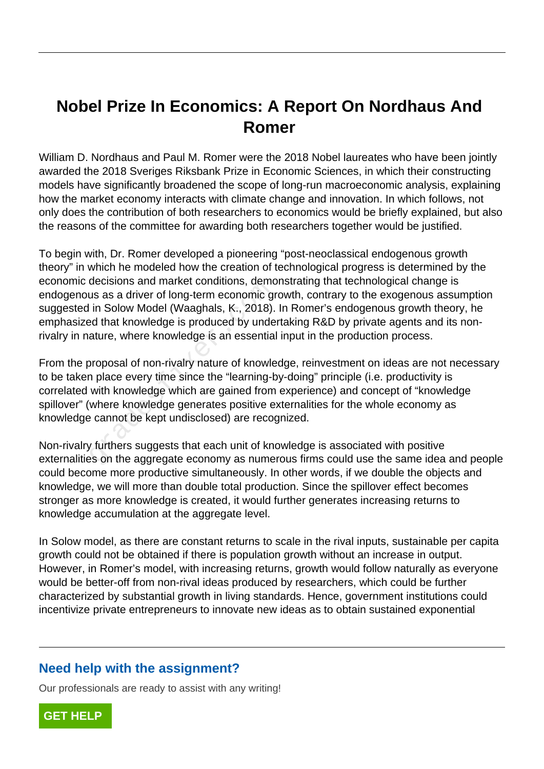# Nobel Prize In Economics: A Report On Nordhaus And Romer

William D. Nordhaus and Paul M. Romer were the 2018 Nobel laureates who have been jointly awarded the 2018 Sveriges Riksbank Prize in Economic Sciences, in which their constructing models have significantly broadened the scope of long-run macroeconomic analysis, explaining how the market economy interacts with climate change and innovation. In which follows, not only does the contribution of both researchers to economics would be briefly explained, but also the reasons of the committee for awarding both researchers together would be justified.

To begin with, Dr. Romer developed a pioneering "post-neoclassical endogenous growth theory" in which he modeled how the creation of technological progress is determined by the economic decisions and market conditions, demonstrating that technological change is endogenous as a driver of long-term economic growth, contrary to the exogenous assumption suggested in Solow Model (Waaghals, K., 2018). In Romer's endogenous growth theory, he emphasized that knowledge is produced by undertaking R&D by private agents and its non-rivalry in nature, where knowledge is an essential input in the production process.

From the proposal of non-rivalry nature of knowledge, reinvestment on ideas are not necessary to be taken place every time since the "learning-by-doing" principle (i.e. productivity is correlated with knowledge which are gained from experience) and concept of "knowledge spillover" (where knowledge generates positive externalities for the whole economy as knowledge cannot be kept undisclosed) are recognized.

Non-rivalry furthers suggests that each unit of knowledge is associated with positive externalities on the aggregate economy as numerous firms could use the same idea and people could become more productive simultaneously. In other words, if we double the objects and knowledge, we will more than double total production. Since the spillover effect becomes stronger as more knowledge is created, it would further generates increasing returns to knowledge accumulation at the aggregate level.

In Solow model, as there are constant returns to scale in the rival inputs, sustainable per capita growth could not be obtained if there is population growth without an increase in output. However, in Romer's model, with increasing returns, growth would follow naturally as everyone would be better-off from non-rival ideas produced by researchers, which could be further characterized by substantial growth in living standards. Hence, government institutions could incentivize private entrepreneurs to innovate new ideas as to obtain sustained exponential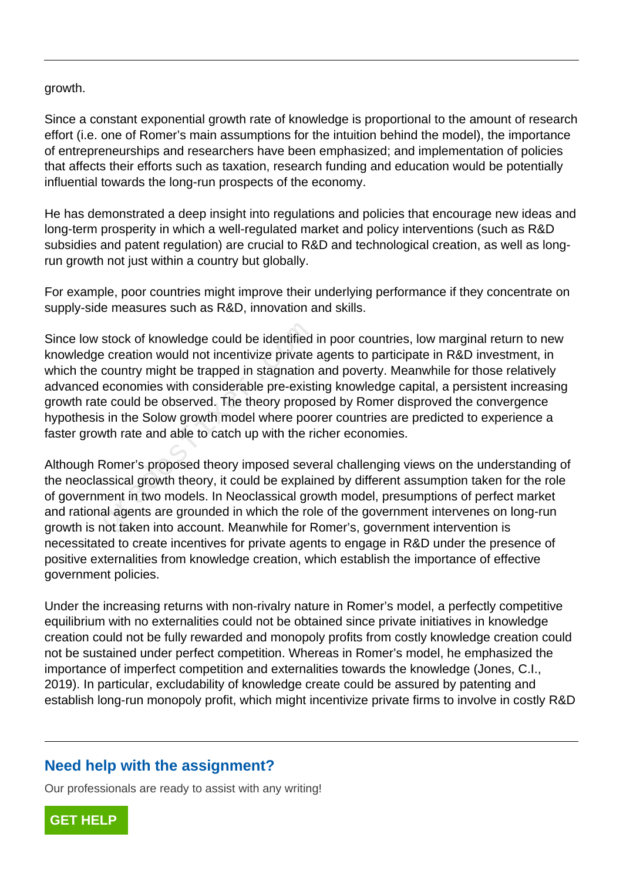growth.

Since a constant exponential growth rate of knowledge is proportional to the amount of research effort (i.e. one of Romer's main assumptions for the intuition behind the model), the importance of entrepreneurships and researchers have been emphasized; and implementation of policies that affects their efforts such as taxation, research funding and education would be potentially influential towards the long-run prospects of the economy.

He has demonstrated a deep insight into regulations and policies that encourage new ideas and long-term prosperity in which a well-regulated market and policy interventions (such as R&D subsidies and patent regulation) are crucial to R&D and technological creation, as well as long-run growth not just within a country but globally.

For example, poor countries might improve their underlying performance if they concentrate on supply-side measures such as R&D, innovation and skills.

Since low stock of knowledge could be identified in poor countries, low marginal return to new knowledge creation would not incentivize private agents to participate in R&D investment, in which the country might be trapped in stagnation and poverty. Meanwhile for those relatively advanced economies with considerable pre-existing knowledge capital, a persistent increasing growth rate could be observed. The theory proposed by Romer disproved the convergence hypothesis in the Solow growth model where poorer countries are predicted to experience a faster growth rate and able to catch up with the richer economies.

Although Romer's proposed theory imposed several challenging views on the understanding of the neoclassical growth theory, it could be explained by different assumption taken for the role of government in two models. In Neoclassical growth model, presumptions of perfect market and rational agents are grounded in which the role of the government intervenes on long-run growth is not taken into account. Meanwhile for Romer's, government intervention is necessitated to create incentives for private agents to engage in R&D under the presence of positive externalities from knowledge creation, which establish the importance of effective government policies.

Under the increasing returns with non-rivalry nature in Romer's model, a perfectly competitive equilibrium with no externalities could not be obtained since private initiatives in knowledge creation could not be fully rewarded and monopoly profits from costly knowledge creation could not be sustained under perfect competition. Whereas in Romer's model, he emphasized the importance of imperfect competition and externalities towards the knowledge (Jones, C.I., 2019). In particular, excludability of knowledge create could be assured by patenting and establish long-run monopoly profit, which might incentivize private firms to involve in costly R&D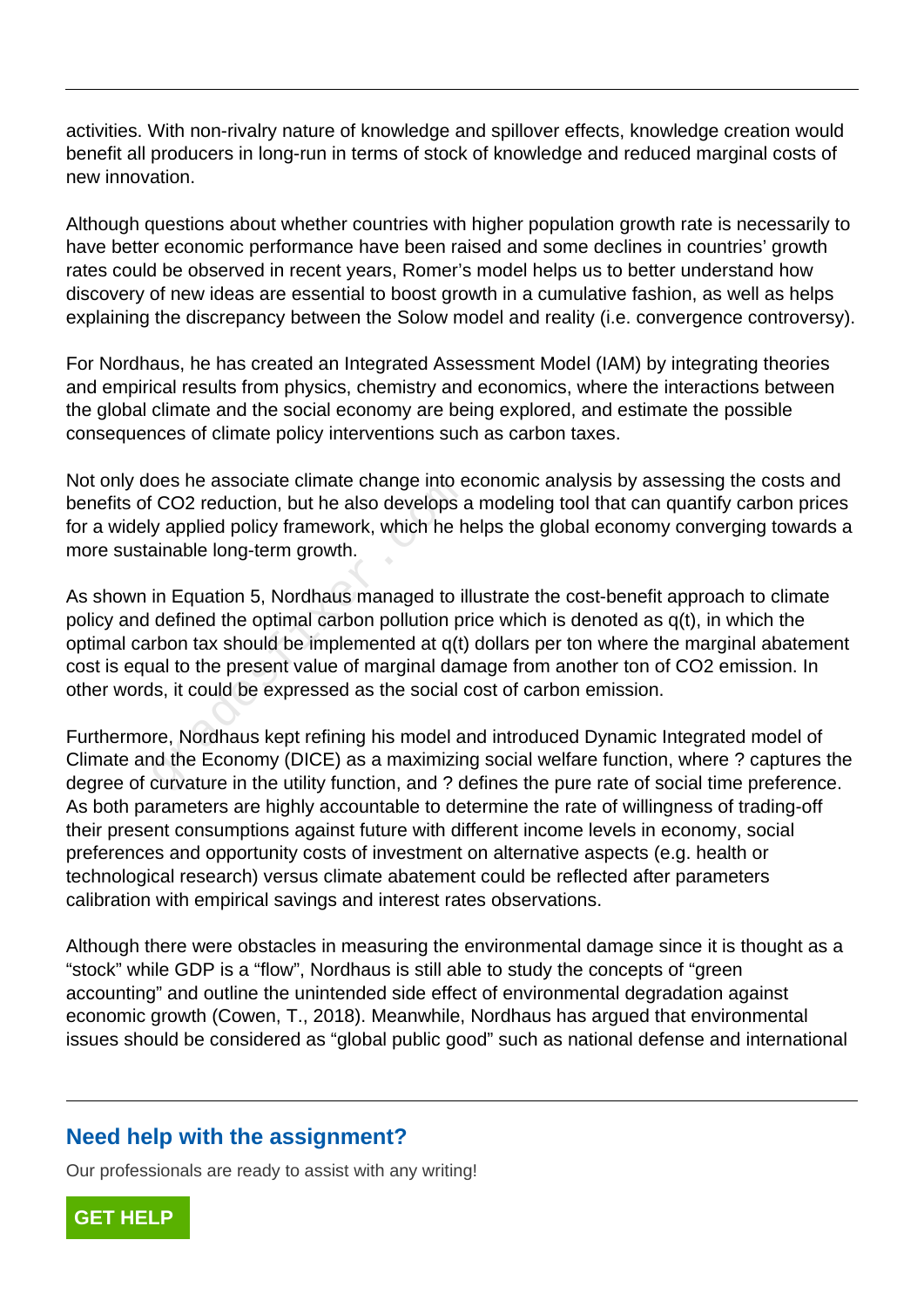activities. With non-rivalry nature of knowledge and spillover effects, knowledge creation would benefit all producers in long-run in terms of stock of knowledge and reduced marginal costs of new innovation.

Although questions about whether countries with higher population growth rate is necessarily to have better economic performance have been raised and some declines in countries' growth rates could be observed in recent years, Romer's model helps us to better understand how discovery of new ideas are essential to boost growth in a cumulative fashion, as well as helps explaining the discrepancy between the Solow model and reality (i.e. convergence controversy).

For Nordhaus, he has created an Integrated Assessment Model (IAM) by integrating theories and empirical results from physics, chemistry and economics, where the interactions between the global climate and the social economy are being explored, and estimate the possible consequences of climate policy interventions such as carbon taxes.

Not only does he associate climate change into economic analysis by assessing the costs and benefits of $CO_2$ reduction, but he also develops a modeling tool that can quantify carbon prices for a widely applied policy framework, which he helps the global economy converging towards a more sustainable long-term growth.

As shown in Equation 5, Nordhaus managed to illustrate the cost-benefit approach to climate policy and defined the optimal carbon pollution price which is denoted as $q(t)$, in which the optimal carbon tax should be implemented at $q(t)$ dollars per ton where the marginal abatement cost is equal to the present value of marginal damage from another ton of $CO_2$ emission. In other words, it could be expressed as the social cost of carbon emission.

Furthermore, Nordhaus kept refining his model and introduced Dynamic Integrated model of Climate and the Economy (DICE) as a maximizing social welfare function, where ? captures the degree of curvature in the utility function, and ? defines the pure rate of social time preference. As both parameters are highly accountable to determine the rate of willingness of trading-off their present consumptions against future with different income levels in economy, social preferences and opportunity costs of investment on alternative aspects (e.g. health or technological research) versus climate abatement could be reflected after parameters calibration with empirical savings and interest rates observations.

Although there were obstacles in measuring the environmental damage since it is thought as a "stock" while GDP is a "flow", Nordhaus is still able to study the concepts of "green accounting" and outline the unintended side effect of environmental degradation against economic growth (Cowen, T., 2018). Meanwhile, Nordhaus has argued that environmental issues should be considered as "global public good" such as national defense and international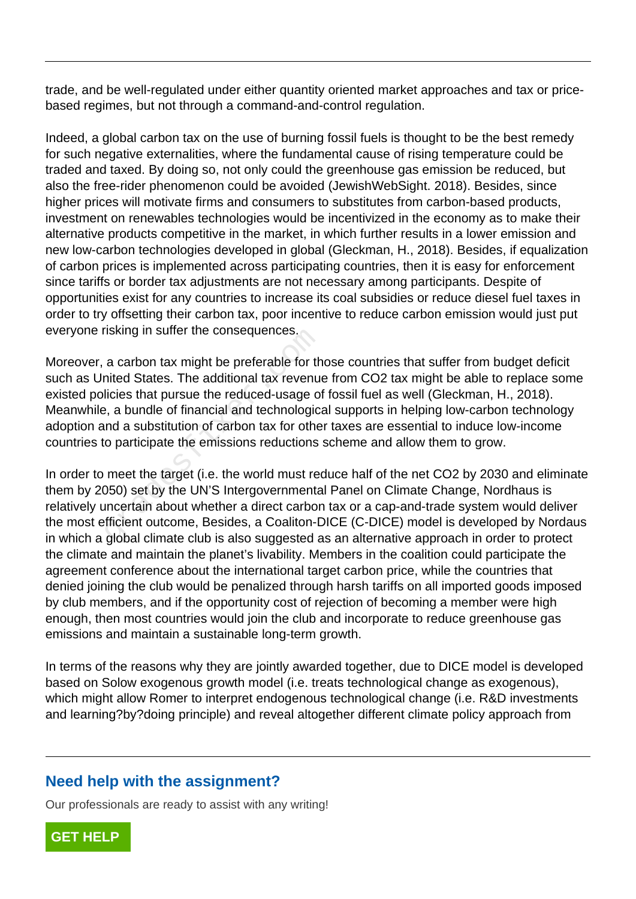trade, and be well-regulated under either quantity oriented market approaches and tax or price-based regimes, but not through a command-and-control regulation.

Indeed, a global carbon tax on the use of burning fossil fuels is thought to be the best remedy for such negative externalities, where the fundamental cause of rising temperature could be traded and taxed. By doing so, not only could the greenhouse gas emission be reduced, but also the free-rider phenomenon could be avoided (JewishWebSight. 2018). Besides, since higher prices will motivate firms and consumers to substitutes from carbon-based products, investment on renewables technologies would be incentivized in the economy as to make their alternative products competitive in the market, in which further results in a lower emission and new low-carbon technologies developed in global (Gleckman, H., 2018). Besides, if equalization of carbon prices is implemented across participating countries, then it is easy for enforcement since tariffs or border tax adjustments are not necessary among participants. Despite of opportunities exist for any countries to increase its coal subsidies or reduce diesel fuel taxes in order to try offsetting their carbon tax, poor incentive to reduce carbon emission would just put everyone risking in suffer the consequences.

Moreover, a carbon tax might be preferable for those countries that suffer from budget deficit such as United States. The additional tax revenue from CO2 tax might be able to replace some existed policies that pursue the reduced-usage of fossil fuel as well (Gleckman, H., 2018). Meanwhile, a bundle of financial and technological supports in helping low-carbon technology adoption and a substitution of carbon tax for other taxes are essential to induce low-income countries to participate the emissions reductions scheme and allow them to grow.

In order to meet the target (i.e. the world must reduce half of the net CO2 by 2030 and eliminate them by 2050) set by the UN'S Intergovernmental Panel on Climate Change, Nordhaus is relatively uncertain about whether a direct carbon tax or a cap-and-trade system would deliver the most efficient outcome, Besides, a Coaliton-DICE (C-DICE) model is developed by Nordaus in which a global climate club is also suggested as an alternative approach in order to protect the climate and maintain the planet's livability. Members in the coalition could participate the agreement conference about the international target carbon price, while the countries that denied joining the club would be penalized through harsh tariffs on all imported goods imposed by club members, and if the opportunity cost of rejection of becoming a member were high enough, then most countries would join the club and incorporate to reduce greenhouse gas emissions and maintain a sustainable long-term growth.

In terms of the reasons why they are jointly awarded together, due to DICE model is developed based on Solow exogenous growth model (i.e. treats technological change as exogenous), which might allow Romer to interpret endogenous technological change (i.e. R&D investments and learning?by?doing principle) and reveal altogether different climate policy approach from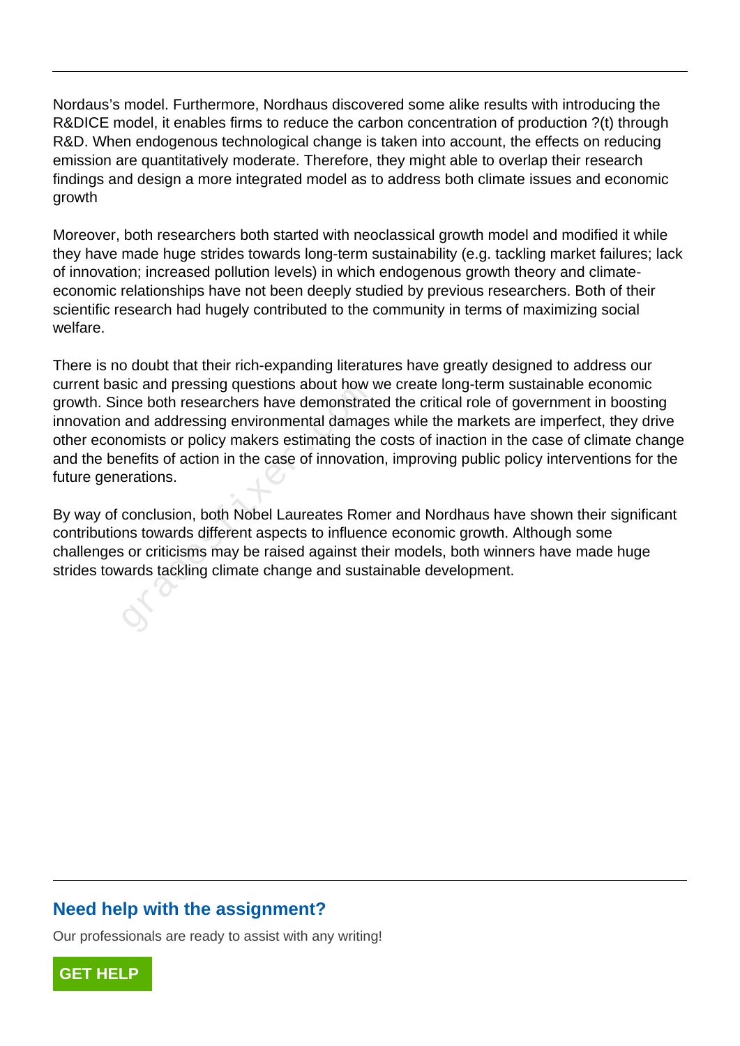Nordaus's model. Furthermore, Nordhaus discovered some alike results with introducing the R&DICE model, it enables firms to reduce the carbon concentration of production ?(t) through R&D. When endogenous technological change is taken into account, the effects on reducing emission are quantitatively moderate. Therefore, they might able to overlap their research findings and design a more integrated model as to address both climate issues and economic growth

Moreover, both researchers both started with neoclassical growth model and modified it while they have made huge strides towards long-term sustainability (e.g. tackling market failures; lack of innovation; increased pollution levels) in which endogenous growth theory and climate-economic relationships have not been deeply studied by previous researchers. Both of their scientific research had hugely contributed to the community in terms of maximizing social welfare.

There is no doubt that their rich-expanding literatures have greatly designed to address our current basic and pressing questions about how we create long-term sustainable economic growth. Since both researchers have demonstrated the critical role of government in boosting innovation and addressing environmental damages while the markets are imperfect, they drive other economists or policy makers estimating the costs of inaction in the case of climate change and the benefits of action in the case of innovation, improving public policy interventions for the future generations.

By way of conclusion, both Nobel Laureates Romer and Nordhaus have shown their significant contributions towards different aspects to influence economic growth. Although some challenges or criticisms may be raised against their models, both winners have made huge strides towards tackling climate change and sustainable development.

## Need help with the assignment?

Our professionals are ready to assist with any writing!

GET HELP